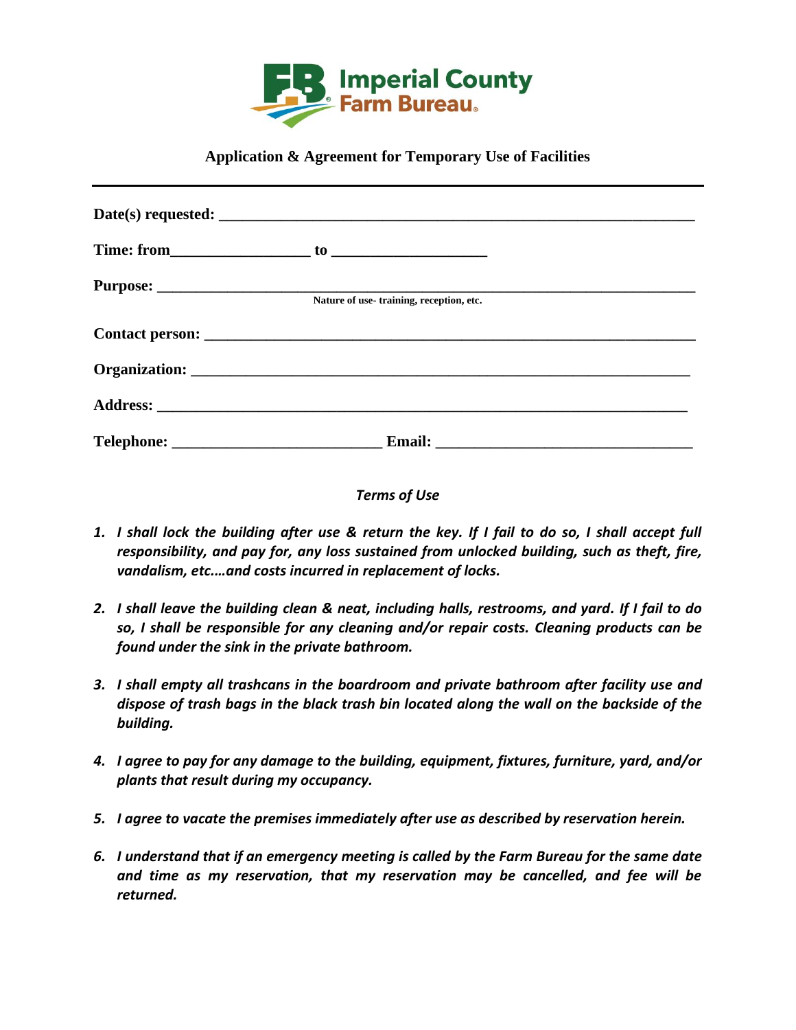Imperial County Farm Bureau

## Application & Agreement for Temporary Use of Facilities

---

**Date(s) requested:** ___________________________________________________________

**Time: from**__________________ **to** ____________________

**Purpose:** ______________________________________________________________________
Nature of use- training, reception, etc.

**Contact person:** _________________________________________________________________

**Organization:** __________________________________________________________________

**Address:** _______________________________________________________________________

**Telephone:** ____________________________ **Email:** __________________________________

*Terms of Use*

1. ***I shall lock the building after use & return the key. If I fail to do so, I shall accept full responsibility, and pay for, any loss sustained from unlocked building, such as theft, fire, vandalism, etc.…and costs incurred in replacement of locks.***
2. ***I shall leave the building clean & neat, including halls, restrooms, and yard. If I fail to do so, I shall be responsible for any cleaning and/or repair costs. Cleaning products can be found under the sink in the private bathroom.***
3. ***I shall empty all trashcans in the boardroom and private bathroom after facility use and dispose of trash bags in the black trash bin located along the wall on the backside of the building.***
4. ***I agree to pay for any damage to the building, equipment, fixtures, furniture, yard, and/or plants that result during my occupancy.***
5. ***I agree to vacate the premises immediately after use as described by reservation herein.***
6. ***I understand that if an emergency meeting is called by the Farm Bureau for the same date and time as my reservation, that my reservation may be cancelled, and fee will be returned.***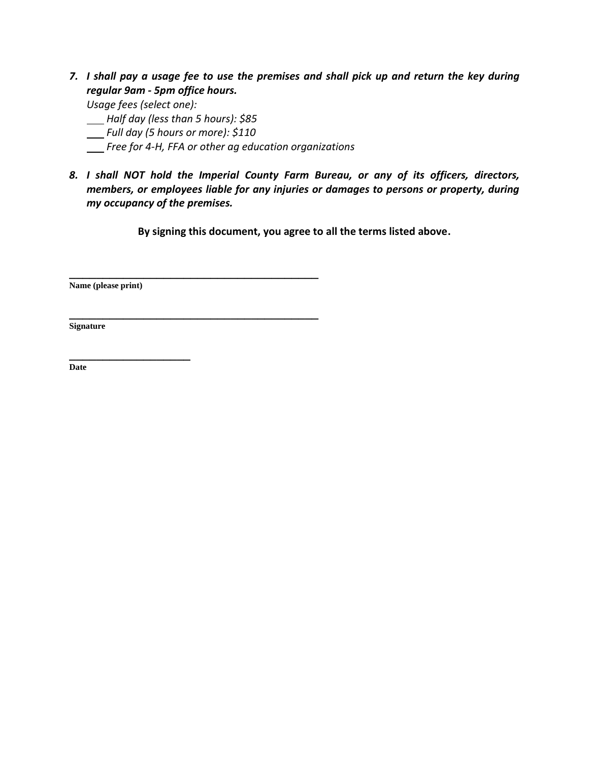7. ***I shall pay a usage fee to use the premises and shall pick up and return the key during regular 9am - 5pm office hours.***

   *Usage fees (select one):*

   ___ *Half day (less than 5 hours): $85*

   ___ *Full day (5 hours or more): $110*

   ___ *Free for 4-H, FFA or other ag education organizations*

8. ***I shall NOT hold the Imperial County Farm Bureau, or any of its officers, directors, members, or employees liable for any injuries or damages to persons or property, during my occupancy of the premises.***

**By signing this document, you agree to all the terms listed above.**

______________________________________________

**Name (please print)**

______________________________________________

**Signature**

______________________

**Date**